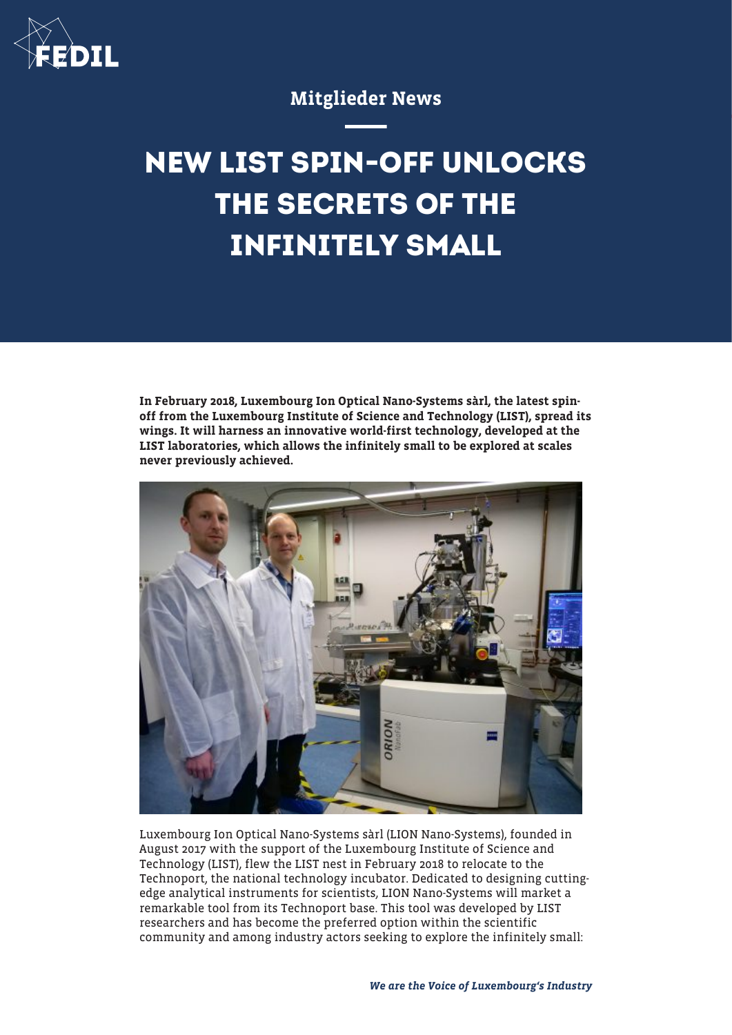Mitglieder News

# NEW LIST SPIN-OFF UNLOCKS THE SECRETS OF THE INFINITELY SMALL

**In February 2018, Luxembourg Ion Optical Nano-Systems sàrl, the latest spin-off from the Luxembourg Institute of Science and Technology (LIST), spread its wings. It will harness an innovative world-first technology, developed at the LIST laboratories, which allows the infinitely small to be explored at scales never previously achieved.**

Luxembourg Ion Optical Nano-Systems sàrl (LION Nano-Systems), founded in August 2017 with the support of the Luxembourg Institute of Science and Technology (LIST), flew the LIST nest in February 2018 to relocate to the Technoport, the national technology incubator. Dedicated to designing cutting-edge analytical instruments for scientists, LION Nano-Systems will market a remarkable tool from its Technoport base. This tool was developed by LIST researchers and has become the preferred option within the scientific community and among industry actors seeking to explore the infinitely small: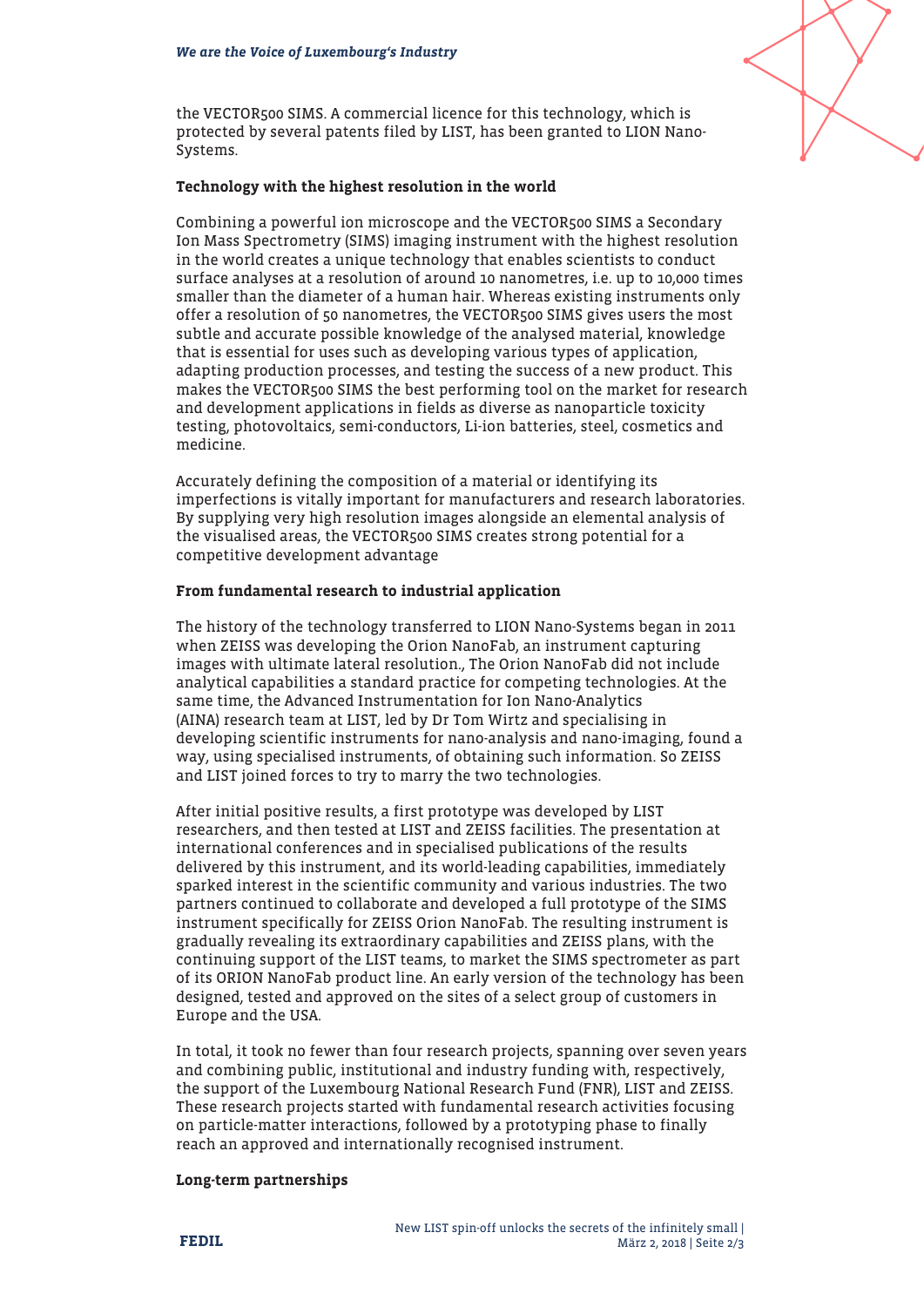the VECTOR500 SIMS. A commercial licence for this technology, which is protected by several patents filed by LIST, has been granted to LION Nano-Systems.

**Technology with the highest resolution in the world**

Combining a powerful ion microscope and the VECTOR500 SIMS a Secondary Ion Mass Spectrometry (SIMS) imaging instrument with the highest resolution in the world creates a unique technology that enables scientists to conduct surface analyses at a resolution of around 10 nanometres, i.e. up to 10,000 times smaller than the diameter of a human hair. Whereas existing instruments only offer a resolution of 50 nanometres, the VECTOR500 SIMS gives users the most subtle and accurate possible knowledge of the analysed material, knowledge that is essential for uses such as developing various types of application, adapting production processes, and testing the success of a new product. This makes the VECTOR500 SIMS the best performing tool on the market for research and development applications in fields as diverse as nanoparticle toxicity testing, photovoltaics, semi-conductors, Li-ion batteries, steel, cosmetics and medicine.

Accurately defining the composition of a material or identifying its imperfections is vitally important for manufacturers and research laboratories. By supplying very high resolution images alongside an elemental analysis of the visualised areas, the VECTOR500 SIMS creates strong potential for a competitive development advantage

**From fundamental research to industrial application**

The history of the technology transferred to LION Nano-Systems began in 2011 when ZEISS was developing the Orion NanoFab, an instrument capturing images with ultimate lateral resolution., The Orion NanoFab did not include analytical capabilities a standard practice for competing technologies. At the same time, the Advanced Instrumentation for Ion Nano-Analytics (AINA) research team at LIST, led by Dr Tom Wirtz and specialising in developing scientific instruments for nano-analysis and nano-imaging, found a way, using specialised instruments, of obtaining such information. So ZEISS and LIST joined forces to try to marry the two technologies.

After initial positive results, a first prototype was developed by LIST researchers, and then tested at LIST and ZEISS facilities. The presentation at international conferences and in specialised publications of the results delivered by this instrument, and its world-leading capabilities, immediately sparked interest in the scientific community and various industries. The two partners continued to collaborate and developed a full prototype of the SIMS instrument specifically for ZEISS Orion NanoFab. The resulting instrument is gradually revealing its extraordinary capabilities and ZEISS plans, with the continuing support of the LIST teams, to market the SIMS spectrometer as part of its ORION NanoFab product line. An early version of the technology has been designed, tested and approved on the sites of a select group of customers in Europe and the USA.

In total, it took no fewer than four research projects, spanning over seven years and combining public, institutional and industry funding with, respectively, the support of the Luxembourg National Research Fund (FNR), LIST and ZEISS. These research projects started with fundamental research activities focusing on particle-matter interactions, followed by a prototyping phase to finally reach an approved and internationally recognised instrument.

**Long-term partnerships**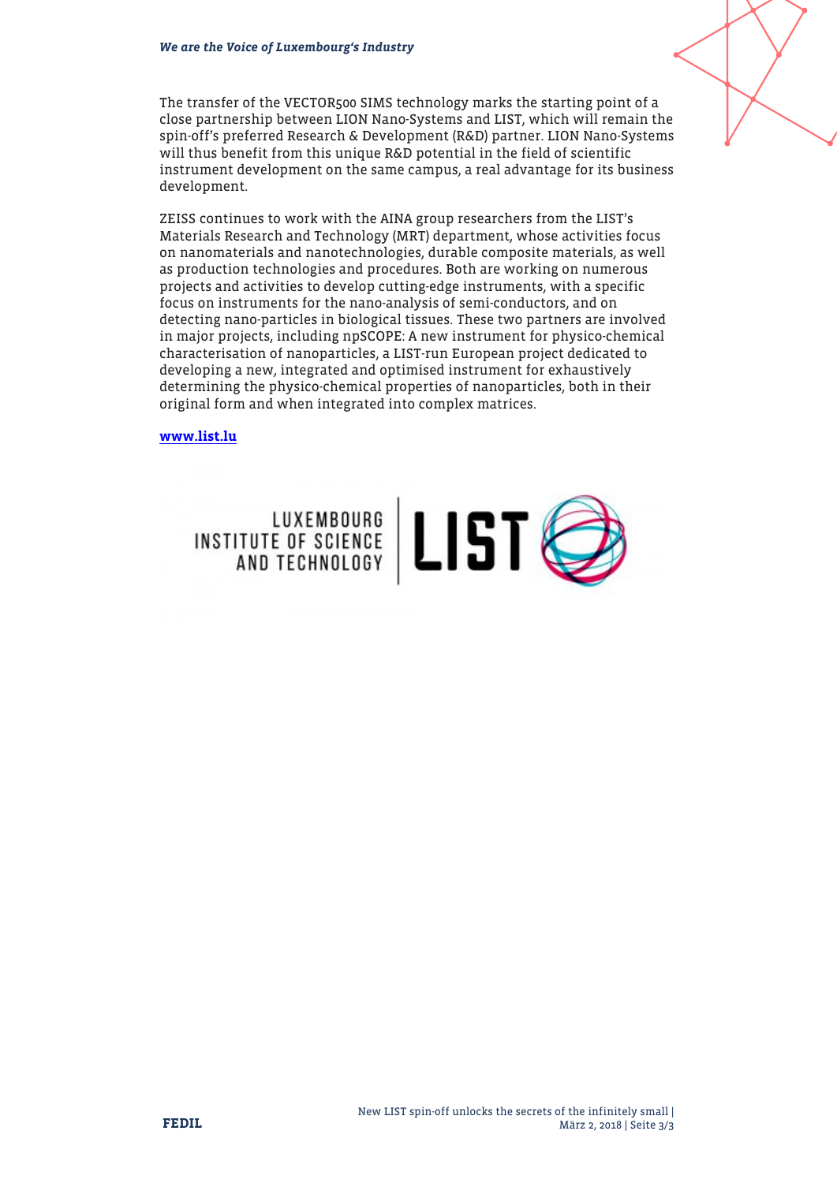The transfer of the VECTOR500 SIMS technology marks the starting point of a close partnership between LION Nano-Systems and LIST, which will remain the spin-off's preferred Research & Development (R&D) partner. LION Nano-Systems will thus benefit from this unique R&D potential in the field of scientific instrument development on the same campus, a real advantage for its business development.

ZEISS continues to work with the AINA group researchers from the LIST's Materials Research and Technology (MRT) department, whose activities focus on nanomaterials and nanotechnologies, durable composite materials, as well as production technologies and procedures. Both are working on numerous projects and activities to develop cutting-edge instruments, with a specific focus on instruments for the nano-analysis of semi-conductors, and on detecting nano-particles in biological tissues. These two partners are involved in major projects, including npSCOPE: A new instrument for physico-chemical characterisation of nanoparticles, a LIST-run European project dedicated to developing a new, integrated and optimised instrument for exhaustively determining the physico-chemical properties of nanoparticles, both in their original form and when integrated into complex matrices.

**www.list.lu**

LUXEMBOURG INSTITUTE OF SCIENCE AND TECHNOLOGY | LIST